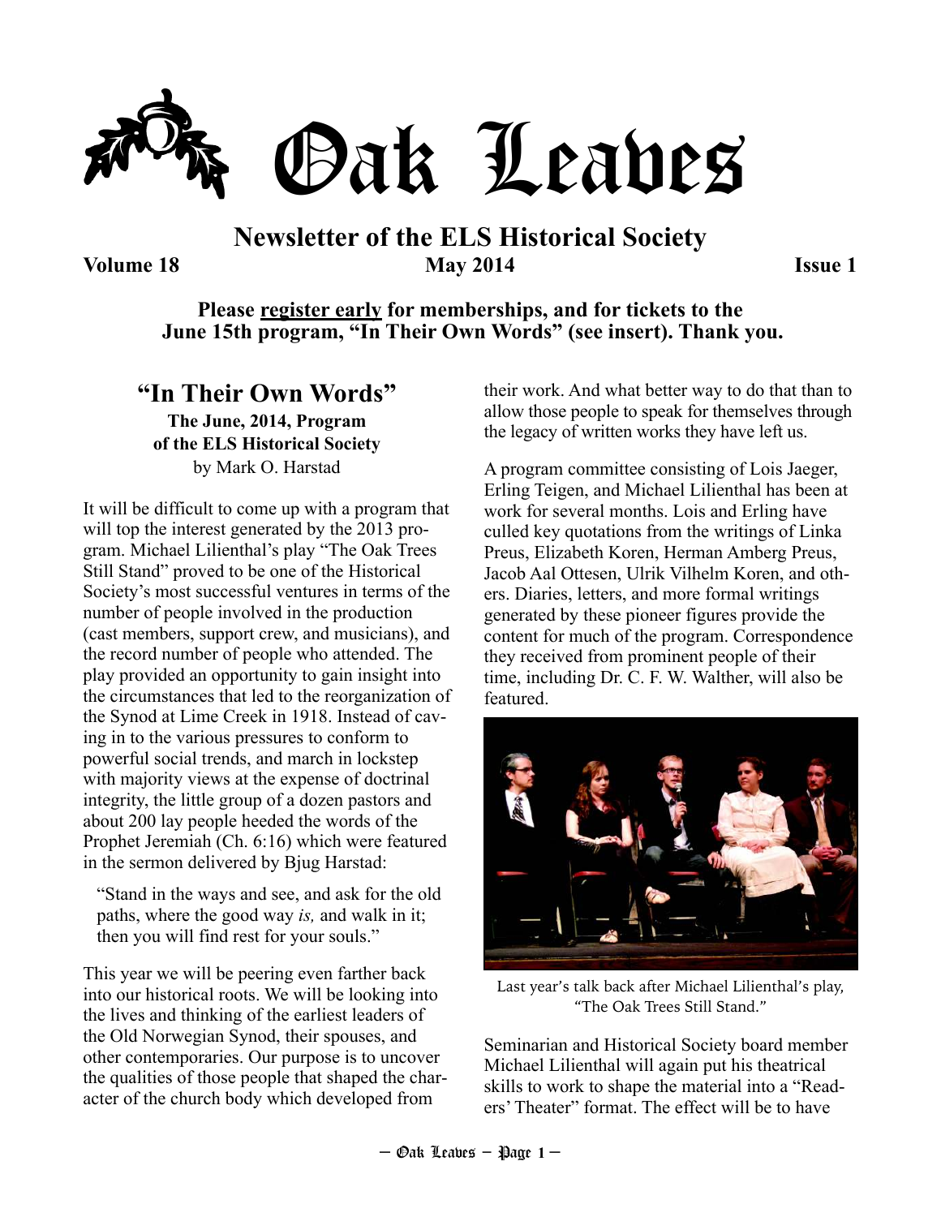# Oak Leaves

## Newsletter of the ELS Historical Society

**Volume 18** **May 2014** **Issue 1**

**Please register early for memberships, and for tickets to the June 15th program, "In Their Own Words" (see insert). Thank you.**

## "In Their Own Words"

**The June, 2014, Program of the ELS Historical Society**

by Mark O. Harstad

It will be difficult to come up with a program that will top the interest generated by the 2013 program. Michael Lilienthal's play "The Oak Trees Still Stand" proved to be one of the Historical Society's most successful ventures in terms of the number of people involved in the production (cast members, support crew, and musicians), and the record number of people who attended. The play provided an opportunity to gain insight into the circumstances that led to the reorganization of the Synod at Lime Creek in 1918. Instead of caving in to the various pressures to conform to powerful social trends, and march in lockstep with majority views at the expense of doctrinal integrity, the little group of a dozen pastors and about 200 lay people heeded the words of the Prophet Jeremiah (Ch. 6:16) which were featured in the sermon delivered by Bjug Harstad:

> "Stand in the ways and see, and ask for the old paths, where the good way *is,* and walk in it; then you will find rest for your souls."

This year we will be peering even farther back into our historical roots. We will be looking into the lives and thinking of the earliest leaders of the Old Norwegian Synod, their spouses, and other contemporaries. Our purpose is to uncover the qualities of those people that shaped the character of the church body which developed from their work. And what better way to do that than to allow those people to speak for themselves through the legacy of written works they have left us.

A program committee consisting of Lois Jaeger, Erling Teigen, and Michael Lilienthal has been at work for several months. Lois and Erling have culled key quotations from the writings of Linka Preus, Elizabeth Koren, Herman Amberg Preus, Jacob Aal Ottesen, Ulrik Vilhelm Koren, and others. Diaries, letters, and more formal writings generated by these pioneer figures provide the content for much of the program. Correspondence they received from prominent people of their time, including Dr. C. F. W. Walther, will also be featured.

Last year's talk back after Michael Lilienthal's play, "The Oak Trees Still Stand."

Seminarian and Historical Society board member Michael Lilienthal will again put his theatrical skills to work to shape the material into a "Readers' Theater" format. The effect will be to have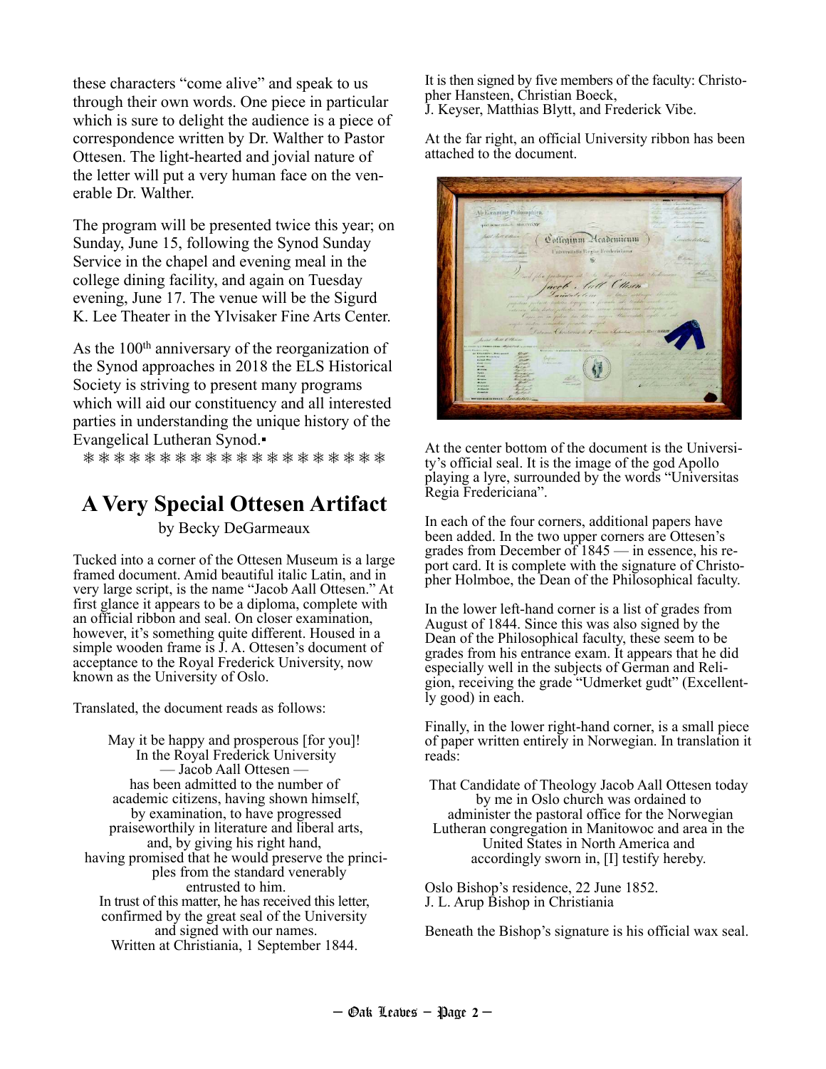these characters "come alive" and speak to us through their own words. One piece in particular which is sure to delight the audience is a piece of correspondence written by Dr. Walther to Pastor Ottesen. The light-hearted and jovial nature of the letter will put a very human face on the venerable Dr. Walther.

The program will be presented twice this year; on Sunday, June 15, following the Synod Sunday Service in the chapel and evening meal in the college dining facility, and again on Tuesday evening, June 17. The venue will be the Sigurd K. Lee Theater in the Ylvisaker Fine Arts Center.

As the 100th anniversary of the reorganization of the Synod approaches in 2018 the ELS Historical Society is striving to present many programs which will aid our constituency and all interested parties in understanding the unique history of the Evangelical Lutheran Synod.▪

❋❋❋❋❋❋❋❋❋❋❋❋❋❋❋❋❋❋❋❋❋

## A Very Special Ottesen Artifact

by Becky DeGarmeaux

Tucked into a corner of the Ottesen Museum is a large framed document. Amid beautiful italic Latin, and in very large script, is the name "Jacob Aall Ottesen." At first glance it appears to be a diploma, complete with an official ribbon and seal. On closer examination, however, it's something quite different. Housed in a simple wooden frame is J. A. Ottesen's document of acceptance to the Royal Frederick University, now known as the University of Oslo.

Translated, the document reads as follows:

May it be happy and prosperous [for you]!
In the Royal Frederick University
— Jacob Aall Ottesen —
has been admitted to the number of academic citizens, having shown himself, by examination, to have progressed praiseworthily in literature and liberal arts, and, by giving his right hand, having promised that he would preserve the principles from the standard venerably entrusted to him.
In trust of this matter, he has received this letter, confirmed by the great seal of the University and signed with our names.
Written at Christiania, 1 September 1844.

It is then signed by five members of the faculty: Christopher Hansteen, Christian Boeck, J. Keyser, Matthias Blytt, and Frederick Vibe.

At the far right, an official University ribbon has been attached to the document.

At the center bottom of the document is the University's official seal. It is the image of the god Apollo playing a lyre, surrounded by the words "Universitas Regia Fredericiana".

In each of the four corners, additional papers have been added. In the two upper corners are Ottesen's grades from December of 1845 — in essence, his report card. It is complete with the signature of Christopher Holmboe, the Dean of the Philosophical faculty.

In the lower left-hand corner is a list of grades from August of 1844. Since this was also signed by the Dean of the Philosophical faculty, these seem to be grades from his entrance exam. It appears that he did especially well in the subjects of German and Religion, receiving the grade "Udmerket gudt" (Excellently good) in each.

Finally, in the lower right-hand corner, is a small piece of paper written entirely in Norwegian. In translation it reads:

That Candidate of Theology Jacob Aall Ottesen today by me in Oslo church was ordained to administer the pastoral office for the Norwegian Lutheran congregation in Manitowoc and area in the United States in North America and accordingly sworn in, [I] testify hereby.

Oslo Bishop's residence, 22 June 1852.
J. L. Arup Bishop in Christiania

Beneath the Bishop's signature is his official wax seal.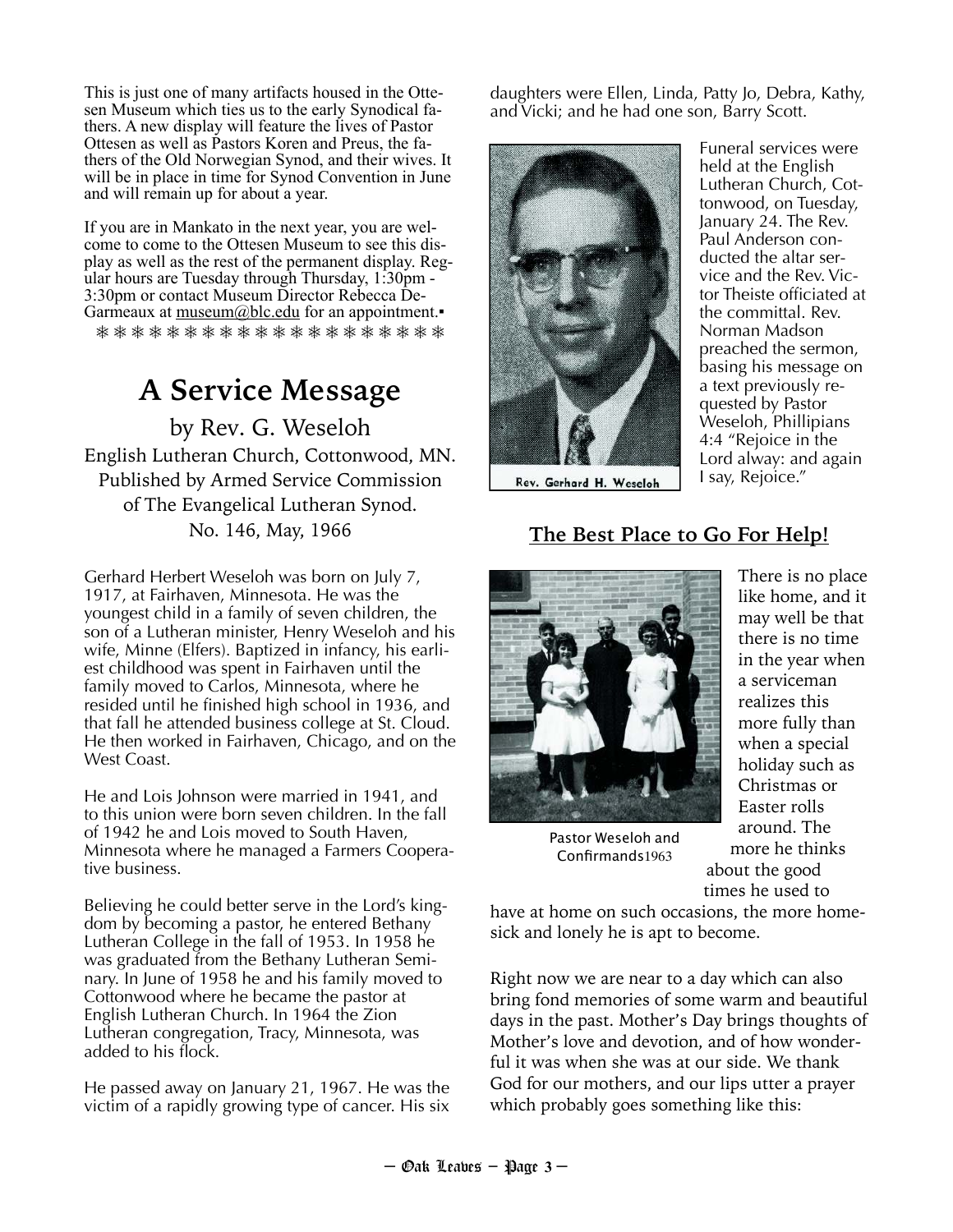This is just one of many artifacts housed in the Ottesen Museum which ties us to the early Synodical fathers. A new display will feature the lives of Pastor Ottesen as well as Pastors Koren and Preus, the fathers of the Old Norwegian Synod, and their wives. It will be in place in time for Synod Convention in June and will remain up for about a year.

If you are in Mankato in the next year, you are welcome to come to the Ottesen Museum to see this display as well as the rest of the permanent display. Regular hours are Tuesday through Thursday, 1:30pm - 3:30pm or contact Museum Director Rebecca DeGarmeaux at museum@blc.edu for an appointment.▪

❄ ❄ ❄ ❄ ❄ ❄ ❄ ❄ ❄ ❄ ❄ ❄ ❄ ❄ ❄ ❄ ❄ ❄ ❄ ❄

# A Service Message

by Rev. G. Weseloh
English Lutheran Church, Cottonwood, MN.
Published by Armed Service Commission
of The Evangelical Lutheran Synod.
No. 146, May, 1966

Gerhard Herbert Weseloh was born on July 7, 1917, at Fairhaven, Minnesota. He was the youngest child in a family of seven children, the son of a Lutheran minister, Henry Weseloh and his wife, Minne (Elfers). Baptized in infancy, his earliest childhood was spent in Fairhaven until the family moved to Carlos, Minnesota, where he resided until he finished high school in 1936, and that fall he attended business college at St. Cloud. He then worked in Fairhaven, Chicago, and on the West Coast.

He and Lois Johnson were married in 1941, and to this union were born seven children. In the fall of 1942 he and Lois moved to South Haven, Minnesota where he managed a Farmers Cooperative business.

Believing he could better serve in the Lord's kingdom by becoming a pastor, he entered Bethany Lutheran College in the fall of 1953. In 1958 he was graduated from the Bethany Lutheran Seminary. In June of 1958 he and his family moved to Cottonwood where he became the pastor at English Lutheran Church. In 1964 the Zion Lutheran congregation, Tracy, Minnesota, was added to his flock.

He passed away on January 21, 1967. He was the victim of a rapidly growing type of cancer. His six daughters were Ellen, Linda, Patty Jo, Debra, Kathy, and Vicki; and he had one son, Barry Scott.

Rev. Gerhard H. Weseloh

Funeral services were held at the English Lutheran Church, Cottonwood, on Tuesday, January 24. The Rev. Paul Anderson conducted the altar service and the Rev. Victor Theiste officiated at the committal. Rev. Norman Madson preached the sermon, basing his message on a text previously requested by Pastor Weseloh, Phillipians 4:4 "Rejoice in the Lord alway: and again I say, Rejoice."

## The Best Place to Go For Help!

Pastor Weseloh and Confirmands1963

There is no place like home, and it may well be that there is no time in the year when a serviceman realizes this more fully than when a special holiday such as Christmas or Easter rolls around. The more he thinks about the good times he used to have at home on such occasions, the more homesick and lonely he is apt to become.

Right now we are near to a day which can also bring fond memories of some warm and beautiful days in the past. Mother's Day brings thoughts of Mother's love and devotion, and of how wonderful it was when she was at our side. We thank God for our mothers, and our lips utter a prayer which probably goes something like this: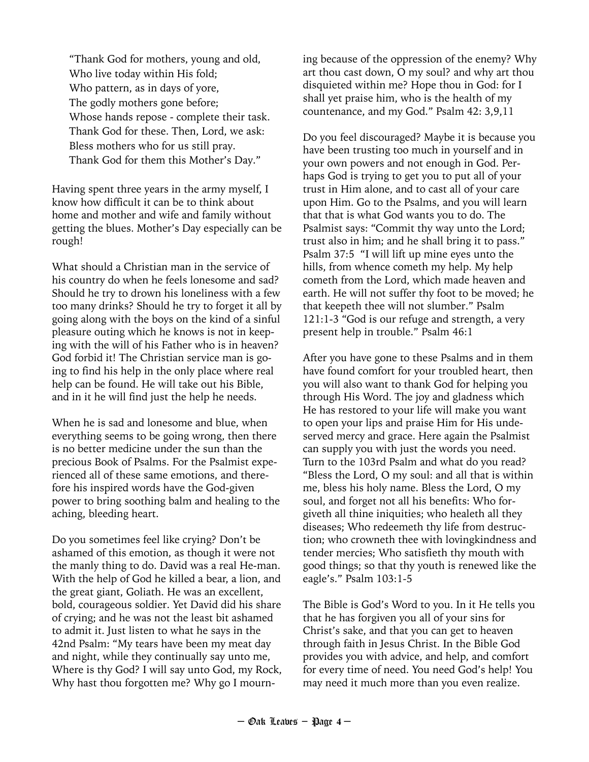"Thank God for mothers, young and old,
Who live today within His fold;
Who pattern, as in days of yore,
The godly mothers gone before;
Whose hands repose - complete their task.
Thank God for these. Then, Lord, we ask:
Bless mothers who for us still pray.
Thank God for them this Mother's Day."

Having spent three years in the army myself, I know how difficult it can be to think about home and mother and wife and family without getting the blues. Mother's Day especially can be rough!

What should a Christian man in the service of his country do when he feels lonesome and sad? Should he try to drown his loneliness with a few too many drinks? Should he try to forget it all by going along with the boys on the kind of a sinful pleasure outing which he knows is not in keeping with the will of his Father who is in heaven? God forbid it! The Christian service man is going to find his help in the only place where real help can be found. He will take out his Bible, and in it he will find just the help he needs.

When he is sad and lonesome and blue, when everything seems to be going wrong, then there is no better medicine under the sun than the precious Book of Psalms. For the Psalmist experienced all of these same emotions, and therefore his inspired words have the God-given power to bring soothing balm and healing to the aching, bleeding heart.

Do you sometimes feel like crying? Don't be ashamed of this emotion, as though it were not the manly thing to do. David was a real He-man. With the help of God he killed a bear, a lion, and the great giant, Goliath. He was an excellent, bold, courageous soldier. Yet David did his share of crying; and he was not the least bit ashamed to admit it. Just listen to what he says in the 42nd Psalm: "My tears have been my meat day and night, while they continually say unto me, Where is thy God? I will say unto God, my Rock, Why hast thou forgotten me? Why go I mourning because of the oppression of the enemy? Why art thou cast down, O my soul? and why art thou disquieted within me? Hope thou in God: for I shall yet praise him, who is the health of my countenance, and my God." Psalm 42: 3,9,11

Do you feel discouraged? Maybe it is because you have been trusting too much in yourself and in your own powers and not enough in God. Perhaps God is trying to get you to put all of your trust in Him alone, and to cast all of your care upon Him. Go to the Psalms, and you will learn that that is what God wants you to do. The Psalmist says: "Commit thy way unto the Lord; trust also in him; and he shall bring it to pass." Psalm 37:5 "I will lift up mine eyes unto the hills, from whence cometh my help. My help cometh from the Lord, which made heaven and earth. He will not suffer thy foot to be moved; he that keepeth thee will not slumber." Psalm 121:1-3 "God is our refuge and strength, a very present help in trouble." Psalm 46:1

After you have gone to these Psalms and in them have found comfort for your troubled heart, then you will also want to thank God for helping you through His Word. The joy and gladness which He has restored to your life will make you want to open your lips and praise Him for His undeserved mercy and grace. Here again the Psalmist can supply you with just the words you need. Turn to the 103rd Psalm and what do you read? "Bless the Lord, O my soul: and all that is within me, bless his holy name. Bless the Lord, O my soul, and forget not all his benefits: Who forgiveth all thine iniquities; who healeth all they diseases; Who redeemeth thy life from destruction; who crowneth thee with lovingkindness and tender mercies; Who satisfieth thy mouth with good things; so that thy youth is renewed like the eagle's." Psalm 103:1-5

The Bible is God's Word to you. In it He tells you that he has forgiven you all of your sins for Christ's sake, and that you can get to heaven through faith in Jesus Christ. In the Bible God provides you with advice, and help, and comfort for every time of need. You need God's help! You may need it much more than you even realize.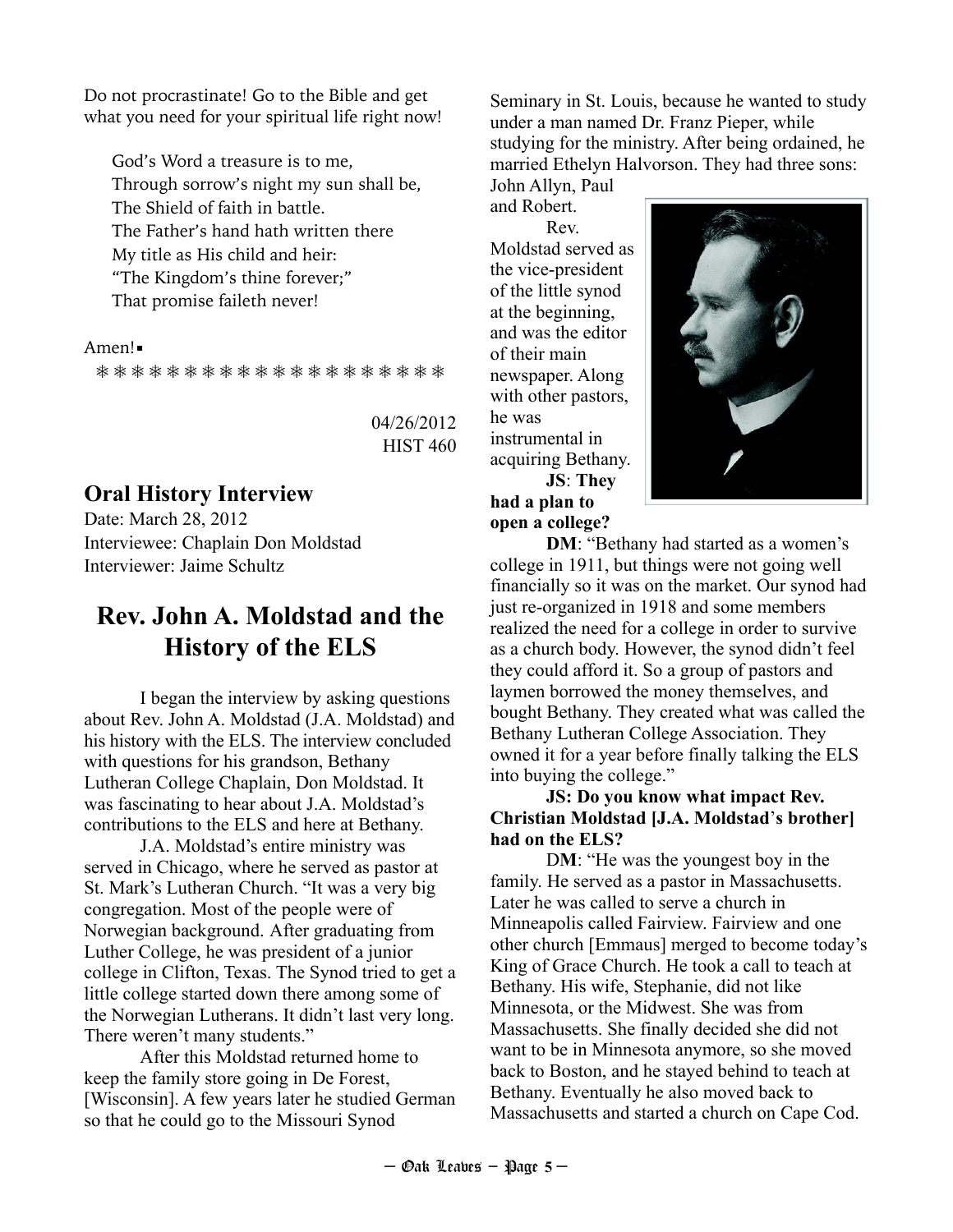Do not procrastinate! Go to the Bible and get what you need for your spiritual life right now!

> God's Word a treasure is to me,
> Through sorrow's night my sun shall be,
> The Shield of faith in battle.
> The Father's hand hath written there
> My title as His child and heir:
> "The Kingdom's thine forever;"
> That promise faileth never!

Amen! ▪

❄❄❄❄❄❄❄❄❄❄❄❄❄❄❄❄❄❄❄❄❄

04/26/2012
HIST 460

## Oral History Interview

Date: March 28, 2012
Interviewee: Chaplain Don Moldstad
Interviewer: Jaime Schultz

# Rev. John A. Moldstad and the History of the ELS

I began the interview by asking questions about Rev. John A. Moldstad (J.A. Moldstad) and his history with the ELS. The interview concluded with questions for his grandson, Bethany Lutheran College Chaplain, Don Moldstad. It was fascinating to hear about J.A. Moldstad's contributions to the ELS and here at Bethany.

J.A. Moldstad's entire ministry was served in Chicago, where he served as pastor at St. Mark's Lutheran Church. "It was a very big congregation. Most of the people were of Norwegian background. After graduating from Luther College, he was president of a junior college in Clifton, Texas. The Synod tried to get a little college started down there among some of the Norwegian Lutherans. It didn't last very long. There weren't many students."

After this Moldstad returned home to keep the family store going in De Forest, [Wisconsin]. A few years later he studied German so that he could go to the Missouri Synod Seminary in St. Louis, because he wanted to study under a man named Dr. Franz Pieper, while studying for the ministry. After being ordained, he married Ethelyn Halvorson. They had three sons: John Allyn, Paul and Robert.

Rev. Moldstad served as the vice-president of the little synod at the beginning, and was the editor of their main newspaper. Along with other pastors, he was instrumental in acquiring Bethany.

**JS**: **They had a plan to open a college?**

**DM**: "Bethany had started as a women's college in 1911, but things were not going well financially so it was on the market. Our synod had just re-organized in 1918 and some members realized the need for a college in order to survive as a church body. However, the synod didn't feel they could afford it. So a group of pastors and laymen borrowed the money themselves, and bought Bethany. They created what was called the Bethany Lutheran College Association. They owned it for a year before finally talking the ELS into buying the college."

**JS: Do you know what impact Rev. Christian Moldstad [J.A. Moldstad's brother] had on the ELS?**

**DM**: "He was the youngest boy in the family. He served as a pastor in Massachusetts. Later he was called to serve a church in Minneapolis called Fairview. Fairview and one other church [Emmaus] merged to become today's King of Grace Church. He took a call to teach at Bethany. His wife, Stephanie, did not like Minnesota, or the Midwest. She was from Massachusetts. She finally decided she did not want to be in Minnesota anymore, so she moved back to Boston, and he stayed behind to teach at Bethany. Eventually he also moved back to Massachusetts and started a church on Cape Cod.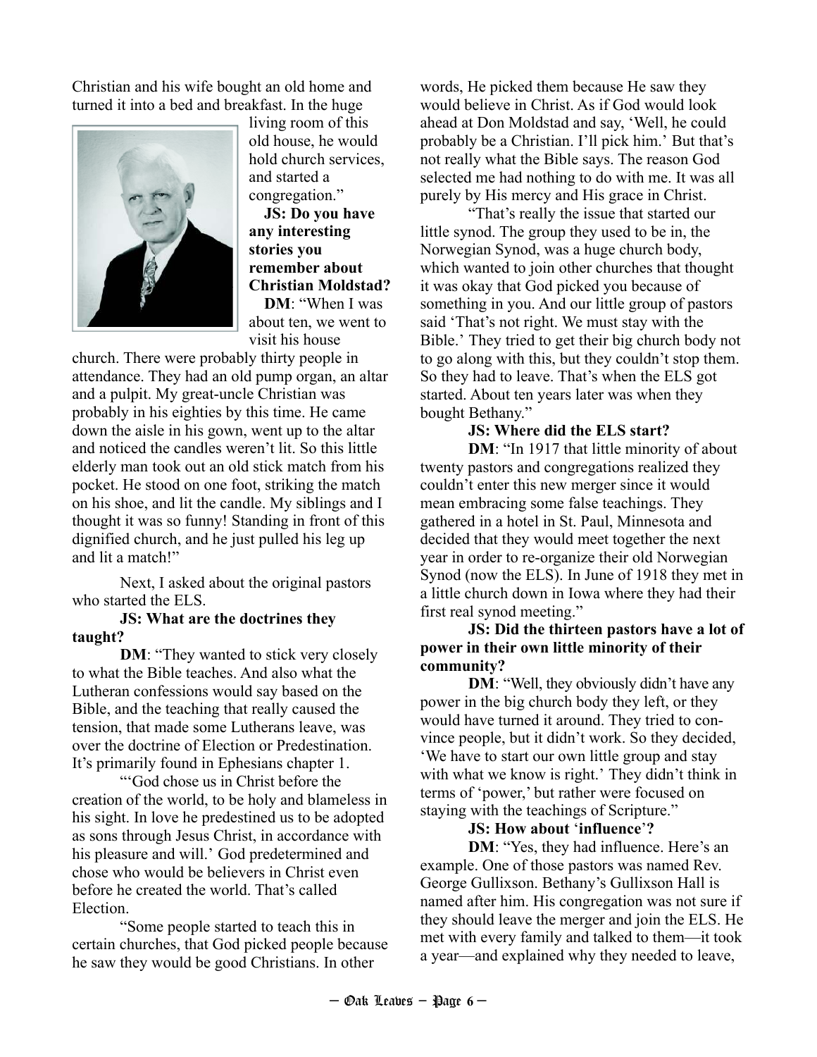Christian and his wife bought an old home and turned it into a bed and breakfast. In the huge living room of this old house, he would hold church services, and started a congregation."

**JS: Do you have any interesting stories you remember about Christian Moldstad?**

**DM**: "When I was about ten, we went to visit his house church. There were probably thirty people in attendance. They had an old pump organ, an altar and a pulpit. My great-uncle Christian was probably in his eighties by this time. He came down the aisle in his gown, went up to the altar and noticed the candles weren't lit. So this little elderly man took out an old stick match from his pocket. He stood on one foot, striking the match on his shoe, and lit the candle. My siblings and I thought it was so funny! Standing in front of this dignified church, and he just pulled his leg up and lit a match!"

Next, I asked about the original pastors who started the ELS.

**JS: What are the doctrines they taught?**

**DM**: "They wanted to stick very closely to what the Bible teaches. And also what the Lutheran confessions would say based on the Bible, and the teaching that really caused the tension, that made some Lutherans leave, was over the doctrine of Election or Predestination. It's primarily found in Ephesians chapter 1.

"'God chose us in Christ before the creation of the world, to be holy and blameless in his sight. In love he predestined us to be adopted as sons through Jesus Christ, in accordance with his pleasure and will.' God predetermined and chose who would be believers in Christ even before he created the world. That's called Election.

"Some people started to teach this in certain churches, that God picked people because he saw they would be good Christians. In other words, He picked them because He saw they would believe in Christ. As if God would look ahead at Don Moldstad and say, 'Well, he could probably be a Christian. I'll pick him.' But that's not really what the Bible says. The reason God selected me had nothing to do with me. It was all purely by His mercy and His grace in Christ.

"That's really the issue that started our little synod. The group they used to be in, the Norwegian Synod, was a huge church body, which wanted to join other churches that thought it was okay that God picked you because of something in you. And our little group of pastors said 'That's not right. We must stay with the Bible.' They tried to get their big church body not to go along with this, but they couldn't stop them. So they had to leave. That's when the ELS got started. About ten years later was when they bought Bethany."

**JS: Where did the ELS start?**

**DM**: "In 1917 that little minority of about twenty pastors and congregations realized they couldn't enter this new merger since it would mean embracing some false teachings. They gathered in a hotel in St. Paul, Minnesota and decided that they would meet together the next year in order to re-organize their old Norwegian Synod (now the ELS). In June of 1918 they met in a little church down in Iowa where they had their first real synod meeting."

**JS: Did the thirteen pastors have a lot of power in their own little minority of their community?**

**DM**: "Well, they obviously didn't have any power in the big church body they left, or they would have turned it around. They tried to convince people, but it didn't work. So they decided, 'We have to start our own little group and stay with what we know is right.' They didn't think in terms of 'power,' but rather were focused on staying with the teachings of Scripture."

**JS: How about 'influence'?**

**DM**: "Yes, they had influence. Here's an example. One of those pastors was named Rev. George Gullixson. Bethany's Gullixson Hall is named after him. His congregation was not sure if they should leave the merger and join the ELS. He met with every family and talked to them—it took a year—and explained why they needed to leave,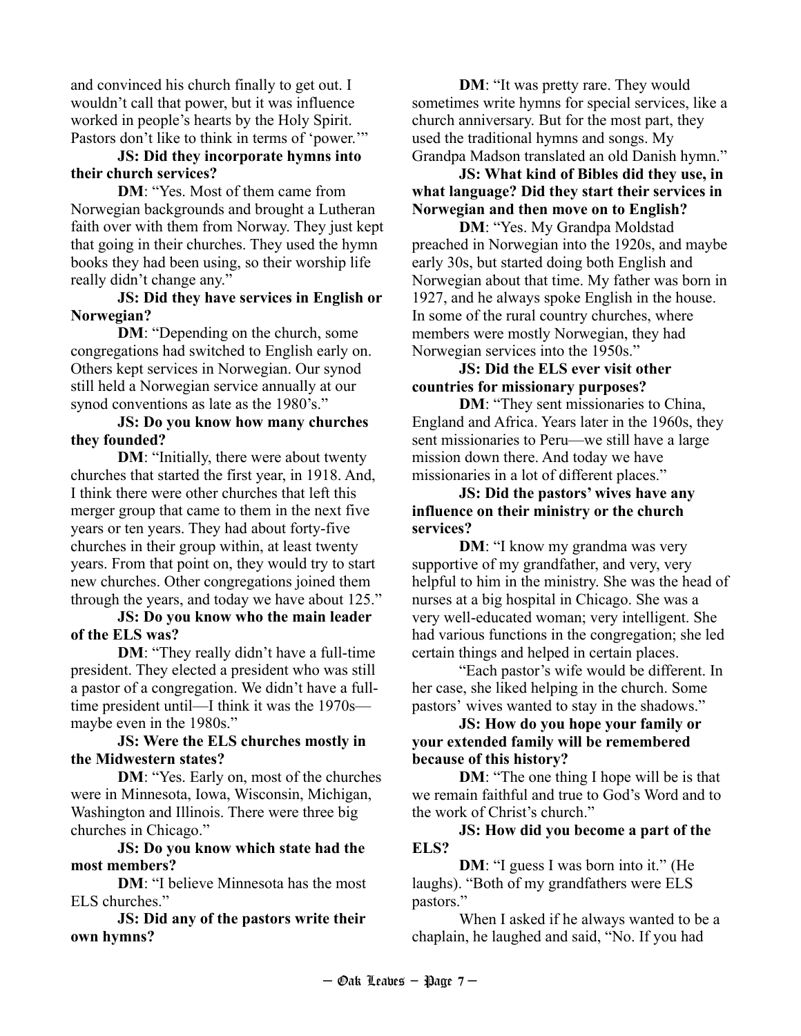and convinced his church finally to get out. I wouldn't call that power, but it was influence worked in people's hearts by the Holy Spirit. Pastors don't like to think in terms of 'power.'"

**JS: Did they incorporate hymns into their church services?**

**DM**: "Yes. Most of them came from Norwegian backgrounds and brought a Lutheran faith over with them from Norway. They just kept that going in their churches. They used the hymn books they had been using, so their worship life really didn't change any."

**JS: Did they have services in English or Norwegian?**

**DM**: "Depending on the church, some congregations had switched to English early on. Others kept services in Norwegian. Our synod still held a Norwegian service annually at our synod conventions as late as the 1980's."

**JS: Do you know how many churches they founded?**

**DM**: "Initially, there were about twenty churches that started the first year, in 1918. And, I think there were other churches that left this merger group that came to them in the next five years or ten years. They had about forty-five churches in their group within, at least twenty years. From that point on, they would try to start new churches. Other congregations joined them through the years, and today we have about 125."

**JS: Do you know who the main leader of the ELS was?**

**DM**: "They really didn't have a full-time president. They elected a president who was still a pastor of a congregation. We didn't have a full-time president until—I think it was the 1970s—maybe even in the 1980s."

**JS: Were the ELS churches mostly in the Midwestern states?**

**DM**: "Yes. Early on, most of the churches were in Minnesota, Iowa, Wisconsin, Michigan, Washington and Illinois. There were three big churches in Chicago."

**JS: Do you know which state had the most members?**

**DM**: "I believe Minnesota has the most ELS churches."

**JS: Did any of the pastors write their own hymns?**

**DM**: "It was pretty rare. They would sometimes write hymns for special services, like a church anniversary. But for the most part, they used the traditional hymns and songs. My Grandpa Madson translated an old Danish hymn."

**JS: What kind of Bibles did they use, in what language? Did they start their services in Norwegian and then move on to English?**

**DM**: "Yes. My Grandpa Moldstad preached in Norwegian into the 1920s, and maybe early 30s, but started doing both English and Norwegian about that time. My father was born in 1927, and he always spoke English in the house. In some of the rural country churches, where members were mostly Norwegian, they had Norwegian services into the 1950s."

**JS: Did the ELS ever visit other countries for missionary purposes?**

**DM**: "They sent missionaries to China, England and Africa. Years later in the 1960s, they sent missionaries to Peru—we still have a large mission down there. And today we have missionaries in a lot of different places."

**JS: Did the pastors' wives have any influence on their ministry or the church services?**

**DM**: "I know my grandma was very supportive of my grandfather, and very, very helpful to him in the ministry. She was the head of nurses at a big hospital in Chicago. She was a very well-educated woman; very intelligent. She had various functions in the congregation; she led certain things and helped in certain places.

"Each pastor's wife would be different. In her case, she liked helping in the church. Some pastors' wives wanted to stay in the shadows."

**JS: How do you hope your family or your extended family will be remembered because of this history?**

**DM**: "The one thing I hope will be is that we remain faithful and true to God's Word and to the work of Christ's church."

**JS: How did you become a part of the ELS?**

**DM**: "I guess I was born into it." (He laughs). "Both of my grandfathers were ELS pastors."

When I asked if he always wanted to be a chaplain, he laughed and said, "No. If you had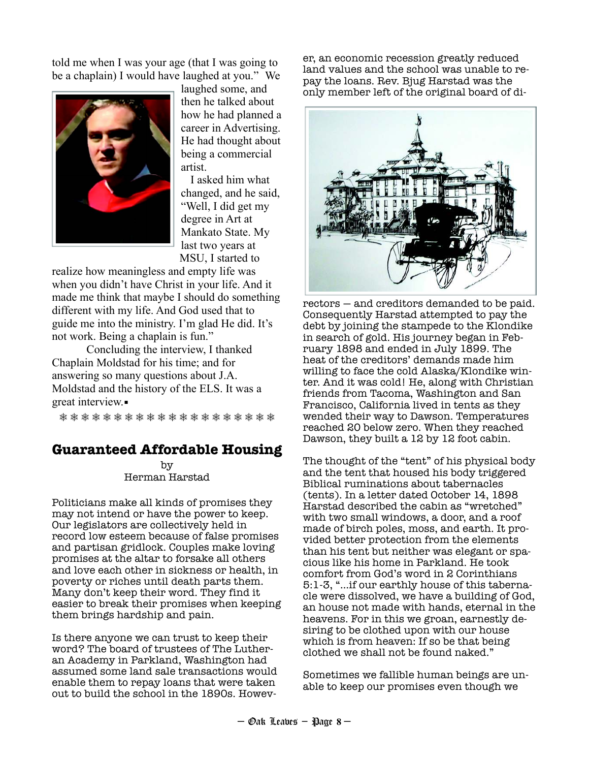told me when I was your age (that I was going to be a chaplain) I would have laughed at you." We laughed some, and then he talked about how he had planned a career in Advertising. He had thought about being a commercial artist.

I asked him what changed, and he said, "Well, I did get my degree in Art at Mankato State. My last two years at MSU, I started to realize how meaningless and empty life was when you didn't have Christ in your life. And it made me think that maybe I should do something different with my life. And God used that to guide me into the ministry. I'm glad He did. It's not work. Being a chaplain is fun."

Concluding the interview, I thanked Chaplain Moldstad for his time; and for answering so many questions about J.A. Moldstad and the history of the ELS. It was a great interview.▪

❄ ❄ ❄ ❄ ❄ ❄ ❄ ❄ ❄ ❄ ❄ ❄ ❄ ❄ ❄ ❄ ❄ ❄ ❄ ❄ ❄

## Guaranteed Affordable Housing

by
Herman Harstad

Politicians make all kinds of promises they may not intend or have the power to keep. Our legislators are collectively held in record low esteem because of false promises and partisan gridlock. Couples make loving promises at the altar to forsake all others and love each other in sickness or health, in poverty or riches until death parts them. Many don't keep their word. They find it easier to break their promises when keeping them brings hardship and pain.

Is there anyone we can trust to keep their word? The board of trustees of The Lutheran Academy in Parkland, Washington had assumed some land sale transactions would enable them to repay loans that were taken out to build the school in the 1890s. However, an economic recession greatly reduced land values and the school was unable to repay the loans. Rev. Bjug Harstad was the only member left of the original board of directors — and creditors demanded to be paid. Consequently Harstad attempted to pay the debt by joining the stampede to the Klondike in search of gold. His journey began in February 1898 and ended in July 1899. The heat of the creditors' demands made him willing to face the cold Alaska/Klondike winter. And it was cold! He, along with Christian friends from Tacoma, Washington and San Francisco, California lived in tents as they wended their way to Dawson. Temperatures reached 20 below zero. When they reached Dawson, they built a 12 by 12 foot cabin.

The thought of the "tent" of his physical body and the tent that housed his body triggered Biblical ruminations about tabernacles (tents). In a letter dated October 14, 1898 Harstad described the cabin as "wretched" with two small windows, a door, and a roof made of birch poles, moss, and earth. It provided better protection from the elements than his tent but neither was elegant or spacious like his home in Parkland. He took comfort from God's word in 2 Corinthians 5:1-3, "...if our earthly house of this tabernacle were dissolved, we have a building of God, an house not made with hands, eternal in the heavens. For in this we groan, earnestly desiring to be clothed upon with our house which is from heaven: If so be that being clothed we shall not be found naked."

Sometimes we fallible human beings are unable to keep our promises even though we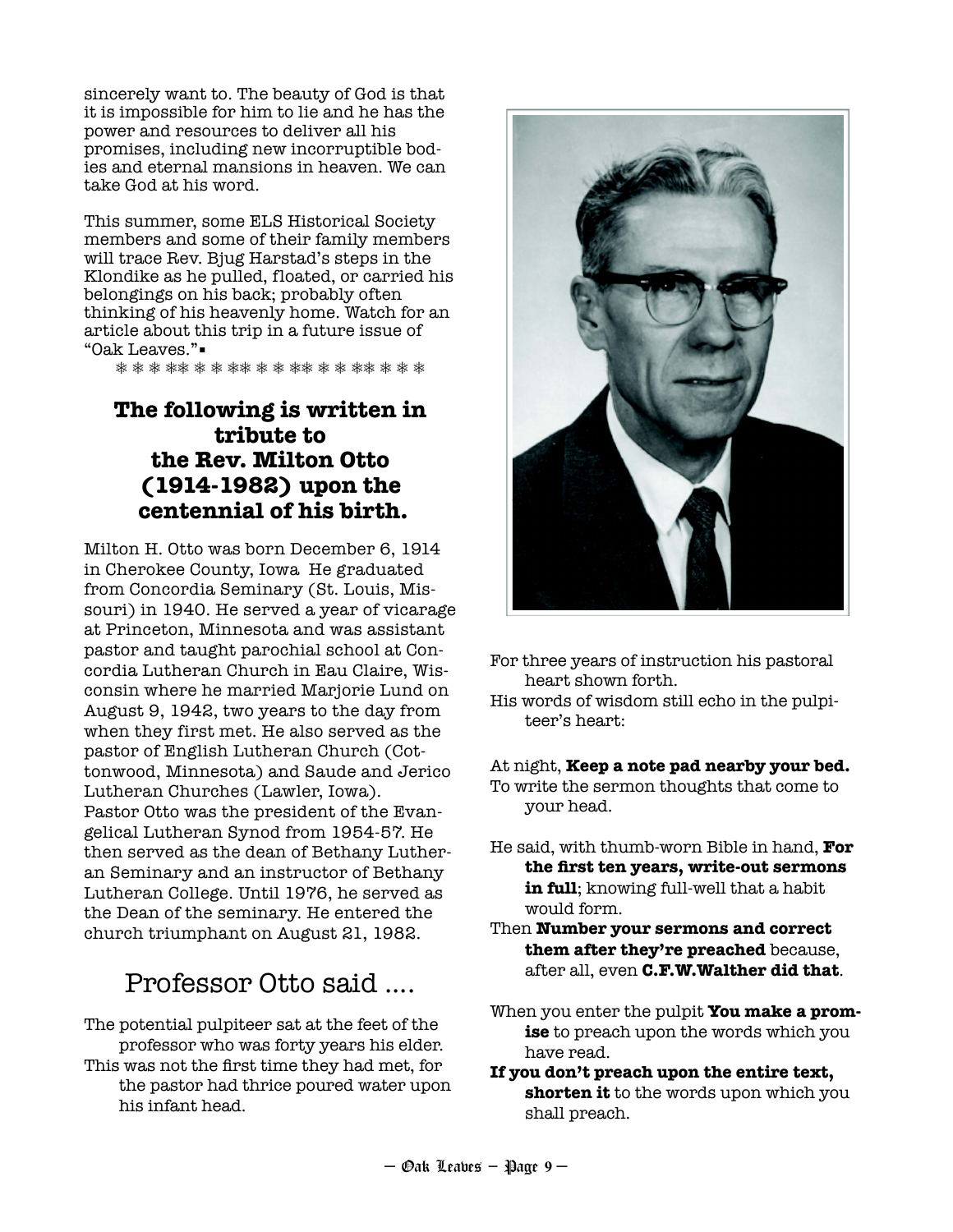sincerely want to. The beauty of God is that it is impossible for him to lie and he has the power and resources to deliver all his promises, including new incorruptible bodies and eternal mansions in heaven. We can take God at his word.

This summer, some ELS Historical Society members and some of their family members will trace Rev. Bjug Harstad's steps in the Klondike as he pulled, floated, or carried his belongings on his back; probably often thinking of his heavenly home. Watch for an article about this trip in a future issue of "Oak Leaves."▪

\* \* \* \* \* \* \* \* \* \* \* \* \* \* \* \* \* \* \* \*

## The following is written in tribute to the Rev. Milton Otto (1914-1982) upon the centennial of his birth.

Milton H. Otto was born December 6, 1914 in Cherokee County, Iowa He graduated from Concordia Seminary (St. Louis, Missouri) in 1940. He served a year of vicarage at Princeton, Minnesota and was assistant pastor and taught parochial school at Concordia Lutheran Church in Eau Claire, Wisconsin where he married Marjorie Lund on August 9, 1942, two years to the day from when they first met. He also served as the pastor of English Lutheran Church (Cottonwood, Minnesota) and Saude and Jerico Lutheran Churches (Lawler, Iowa). Pastor Otto was the president of the Evangelical Lutheran Synod from 1954-57. He then served as the dean of Bethany Lutheran Seminary and an instructor of Bethany Lutheran College. Until 1976, he served as the Dean of the seminary. He entered the church triumphant on August 21, 1982.

## Professor Otto said ....

The potential pulpiteer sat at the feet of the professor who was forty years his elder.
This was not the first time they had met, for the pastor had thrice poured water upon his infant head.

For three years of instruction his pastoral heart shown forth.
His words of wisdom still echo in the pulpiteer's heart:

At night, **Keep a note pad nearby your bed.**
To write the sermon thoughts that come to your head.

He said, with thumb-worn Bible in hand, **For the first ten years, write-out sermons in full**; knowing full-well that a habit would form.
Then **Number your sermons and correct them after they're preached** because, after all, even **C.F.W.Walther did that**.

When you enter the pulpit **You make a promise** to preach upon the words which you have read.
**If you don't preach upon the entire text, shorten it** to the words upon which you shall preach.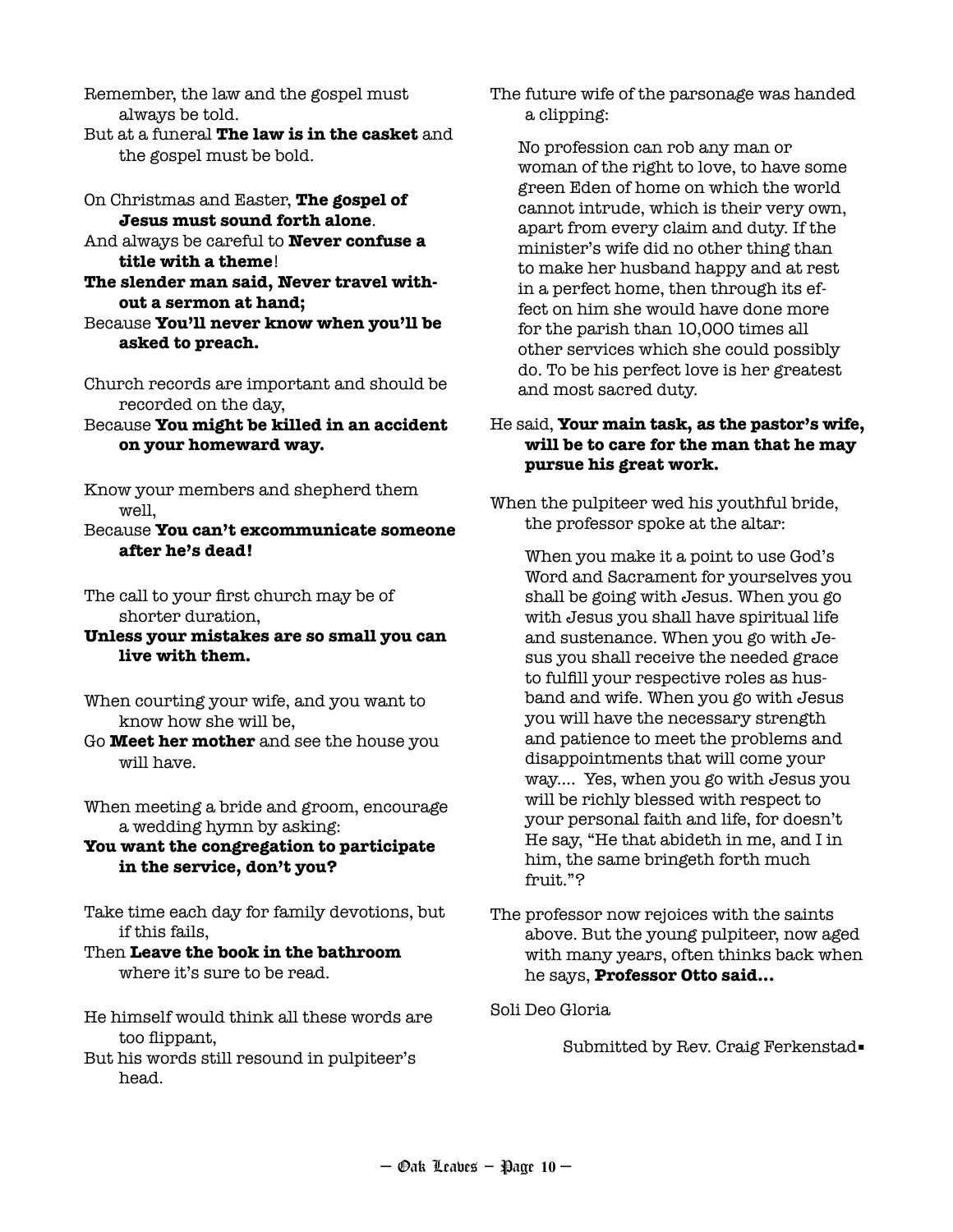Remember, the law and the gospel must always be told.
But at a funeral **The law is in the casket** and the gospel must be bold.

On Christmas and Easter, **The gospel of Jesus must sound forth alone**.
And always be careful to **Never confuse a title with a theme**!
**The slender man said, Never travel without a sermon at hand;**
Because **You'll never know when you'll be asked to preach.**

Church records are important and should be recorded on the day,
Because **You might be killed in an accident on your homeward way.**

Know your members and shepherd them well,
Because **You can't excommunicate someone after he's dead!**

The call to your first church may be of shorter duration,
**Unless your mistakes are so small you can live with them.**

When courting your wife, and you want to know how she will be,
Go **Meet her mother** and see the house you will have.

When meeting a bride and groom, encourage a wedding hymn by asking:
**You want the congregation to participate in the service, don't you?**

Take time each day for family devotions, but if this fails,
Then **Leave the book in the bathroom** where it's sure to be read.

He himself would think all these words are too flippant,
But his words still resound in pulpiteer's head.

The future wife of the parsonage was handed a clipping:

> No profession can rob any man or woman of the right to love, to have some green Eden of home on which the world cannot intrude, which is their very own, apart from every claim and duty. If the minister's wife did no other thing than to make her husband happy and at rest in a perfect home, then through its effect on him she would have done more for the parish than 10,000 times all other services which she could possibly do. To be his perfect love is her greatest and most sacred duty.

He said, **Your main task, as the pastor's wife, will be to care for the man that he may pursue his great work.**

When the pulpiteer wed his youthful bride, the professor spoke at the altar:

> When you make it a point to use God's Word and Sacrament for yourselves you shall be going with Jesus. When you go with Jesus you shall have spiritual life and sustenance. When you go with Jesus you shall receive the needed grace to fulfill your respective roles as husband and wife. When you go with Jesus you will have the necessary strength and patience to meet the problems and disappointments that will come your way.... Yes, when you go with Jesus you will be richly blessed with respect to your personal faith and life, for doesn't He say, "He that abideth in me, and I in him, the same bringeth forth much fruit."?

The professor now rejoices with the saints above. But the young pulpiteer, now aged with many years, often thinks back when he says, **Professor Otto said…**

Soli Deo Gloria

Submitted by Rev. Craig Ferkenstad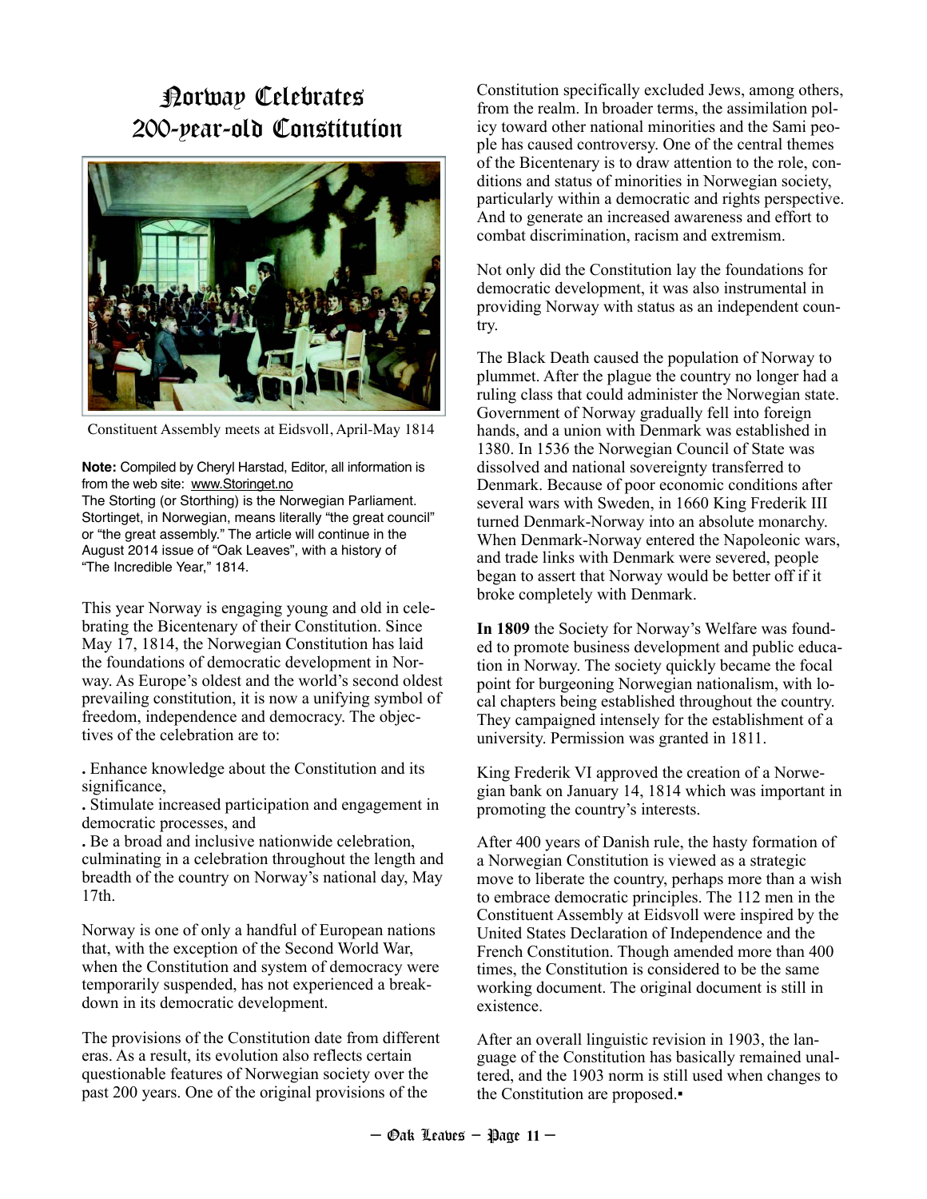# Norway Celebrates 200-year-old Constitution

Constituent Assembly meets at Eidsvoll, April-May 1814

**Note:** Compiled by Cheryl Harstad, Editor, all information is from the web site: www.Storinget.no
The Storting (or Storthing) is the Norwegian Parliament. Stortinget, in Norwegian, means literally "the great council" or "the great assembly." The article will continue in the August 2014 issue of "Oak Leaves", with a history of "The Incredible Year," 1814.

This year Norway is engaging young and old in celebrating the Bicentenary of their Constitution. Since May 17, 1814, the Norwegian Constitution has laid the foundations of democratic development in Norway. As Europe's oldest and the world's second oldest prevailing constitution, it is now a unifying symbol of freedom, independence and democracy. The objectives of the celebration are to:

. Enhance knowledge about the Constitution and its significance,
. Stimulate increased participation and engagement in democratic processes, and
. Be a broad and inclusive nationwide celebration, culminating in a celebration throughout the length and breadth of the country on Norway's national day, May 17th.

Norway is one of only a handful of European nations that, with the exception of the Second World War, when the Constitution and system of democracy were temporarily suspended, has not experienced a breakdown in its democratic development.

The provisions of the Constitution date from different eras. As a result, its evolution also reflects certain questionable features of Norwegian society over the past 200 years. One of the original provisions of the Constitution specifically excluded Jews, among others, from the realm. In broader terms, the assimilation policy toward other national minorities and the Sami people has caused controversy. One of the central themes of the Bicentenary is to draw attention to the role, conditions and status of minorities in Norwegian society, particularly within a democratic and rights perspective. And to generate an increased awareness and effort to combat discrimination, racism and extremism.

Not only did the Constitution lay the foundations for democratic development, it was also instrumental in providing Norway with status as an independent country.

The Black Death caused the population of Norway to plummet. After the plague the country no longer had a ruling class that could administer the Norwegian state. Government of Norway gradually fell into foreign hands, and a union with Denmark was established in 1380. In 1536 the Norwegian Council of State was dissolved and national sovereignty transferred to Denmark. Because of poor economic conditions after several wars with Sweden, in 1660 King Frederik III turned Denmark-Norway into an absolute monarchy. When Denmark-Norway entered the Napoleonic wars, and trade links with Denmark were severed, people began to assert that Norway would be better off if it broke completely with Denmark.

**In 1809** the Society for Norway's Welfare was founded to promote business development and public education in Norway. The society quickly became the focal point for burgeoning Norwegian nationalism, with local chapters being established throughout the country. They campaigned intensely for the establishment of a university. Permission was granted in 1811.

King Frederik VI approved the creation of a Norwegian bank on January 14, 1814 which was important in promoting the country's interests.

After 400 years of Danish rule, the hasty formation of a Norwegian Constitution is viewed as a strategic move to liberate the country, perhaps more than a wish to embrace democratic principles. The 112 men in the Constituent Assembly at Eidsvoll were inspired by the United States Declaration of Independence and the French Constitution. Though amended more than 400 times, the Constitution is considered to be the same working document. The original document is still in existence.

After an overall linguistic revision in 1903, the language of the Constitution has basically remained unaltered, and the 1903 norm is still used when changes to the Constitution are proposed.▪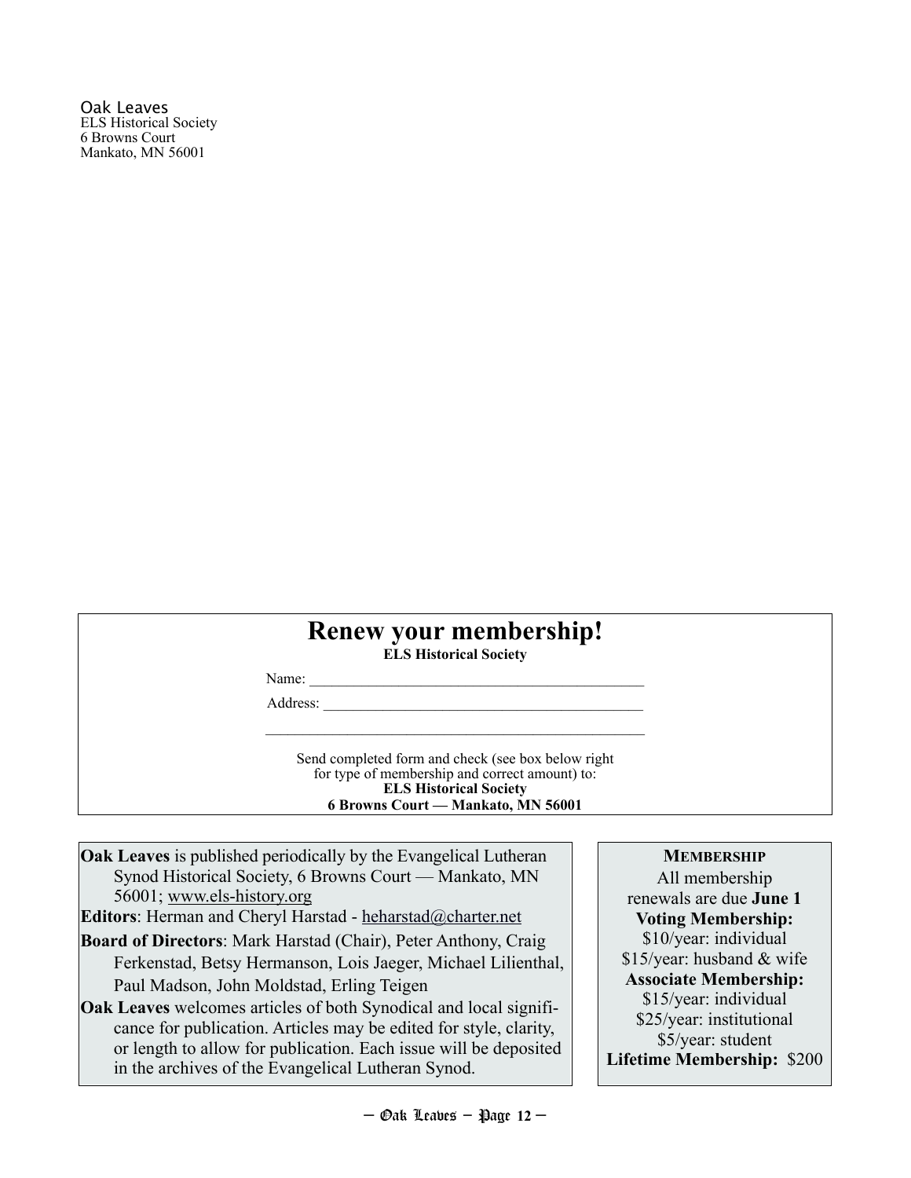Oak Leaves
ELS Historical Society
6 Browns Court
Mankato, MN 56001

# Renew your membership!

**ELS Historical Society**

Name: ____________________________________________

Address: __________________________________________

__________________________________________________

Send completed form and check (see box below right for type of membership and correct amount) to:
**ELS Historical Society**
**6 Browns Court — Mankato, MN 56001**

**Oak Leaves** is published periodically by the Evangelical Lutheran Synod Historical Society, 6 Browns Court — Mankato, MN 56001; www.els-history.org

**Editors**: Herman and Cheryl Harstad - heharstad@charter.net

**Board of Directors**: Mark Harstad (Chair), Peter Anthony, Craig Ferkenstad, Betsy Hermanson, Lois Jaeger, Michael Lilienthal, Paul Madson, John Moldstad, Erling Teigen

**Oak Leaves** welcomes articles of both Synodical and local significance for publication. Articles may be edited for style, clarity, or length to allow for publication. Each issue will be deposited in the archives of the Evangelical Lutheran Synod.

**MEMBERSHIP**

All membership renewals are due **June 1**

**Voting Membership:**
$10/year: individual
$15/year: husband & wife

**Associate Membership:**
$15/year: individual
$25/year: institutional
$5/year: student

**Lifetime Membership:** $200